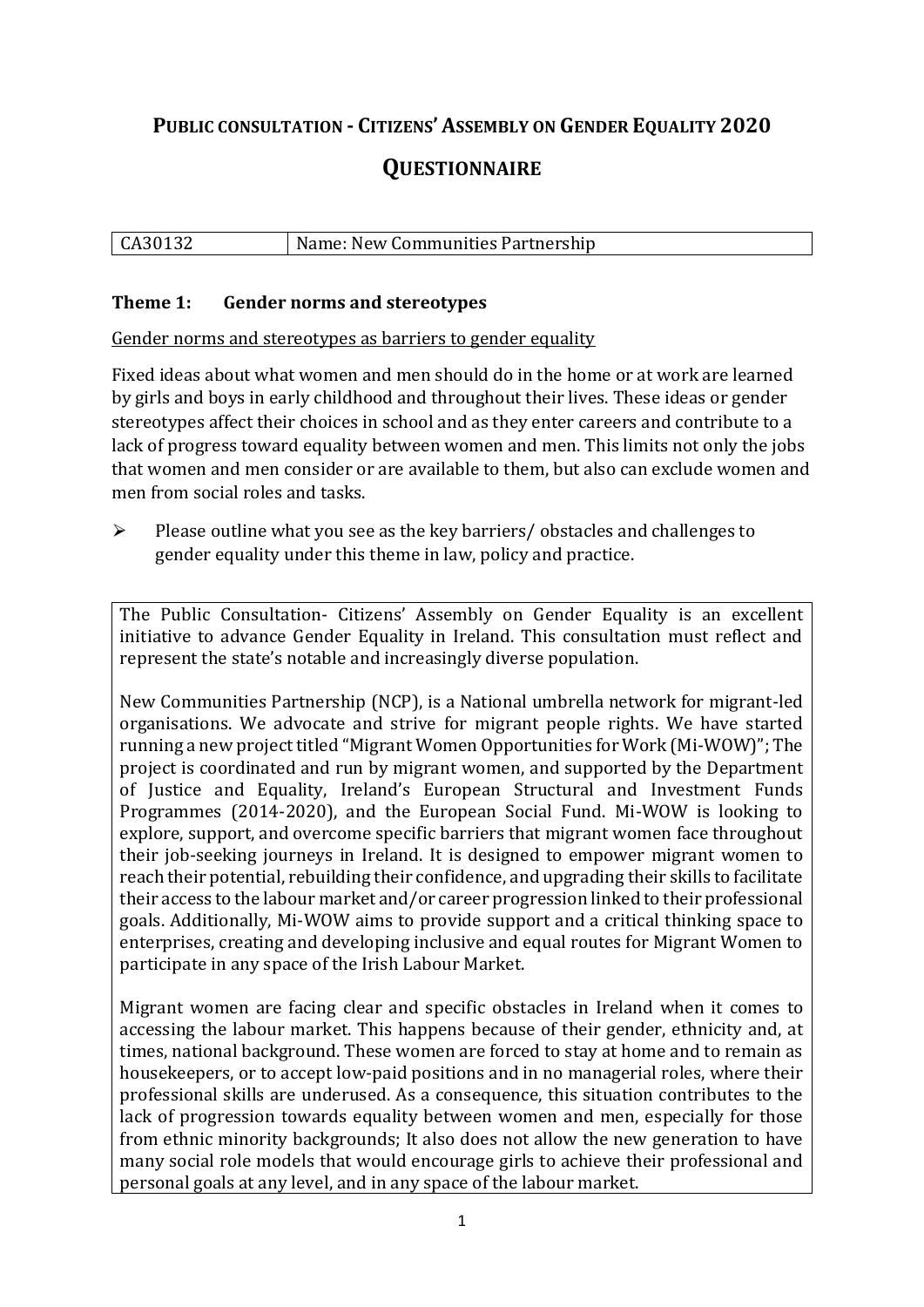# Public consultation - Citizens' Assembly on Gender Equality 2020

# Questionnaire

| CA30132 | Name: New Communities Partnership |
|---|---|

### Theme 1: Gender norms and stereotypes

Gender norms and stereotypes as barriers to gender equality

Fixed ideas about what women and men should do in the home or at work are learned by girls and boys in early childhood and throughout their lives. These ideas or gender stereotypes affect their choices in school and as they enter careers and contribute to a lack of progress toward equality between women and men. This limits not only the jobs that women and men consider or are available to them, but also can exclude women and men from social roles and tasks.

- Please outline what you see as the key barriers/ obstacles and challenges to gender equality under this theme in law, policy and practice.

The Public Consultation- Citizens' Assembly on Gender Equality is an excellent initiative to advance Gender Equality in Ireland. This consultation must reflect and represent the state's notable and increasingly diverse population.

New Communities Partnership (NCP), is a National umbrella network for migrant-led organisations. We advocate and strive for migrant people rights. We have started running a new project titled "Migrant Women Opportunities for Work (Mi-WOW)"; The project is coordinated and run by migrant women, and supported by the Department of Justice and Equality, Ireland's European Structural and Investment Funds Programmes (2014-2020), and the European Social Fund. Mi-WOW is looking to explore, support, and overcome specific barriers that migrant women face throughout their job-seeking journeys in Ireland. It is designed to empower migrant women to reach their potential, rebuilding their confidence, and upgrading their skills to facilitate their access to the labour market and/or career progression linked to their professional goals. Additionally, Mi-WOW aims to provide support and a critical thinking space to enterprises, creating and developing inclusive and equal routes for Migrant Women to participate in any space of the Irish Labour Market.

Migrant women are facing clear and specific obstacles in Ireland when it comes to accessing the labour market. This happens because of their gender, ethnicity and, at times, national background. These women are forced to stay at home and to remain as housekeepers, or to accept low-paid positions and in no managerial roles, where their professional skills are underused. As a consequence, this situation contributes to the lack of progression towards equality between women and men, especially for those from ethnic minority backgrounds; It also does not allow the new generation to have many social role models that would encourage girls to achieve their professional and personal goals at any level, and in any space of the labour market.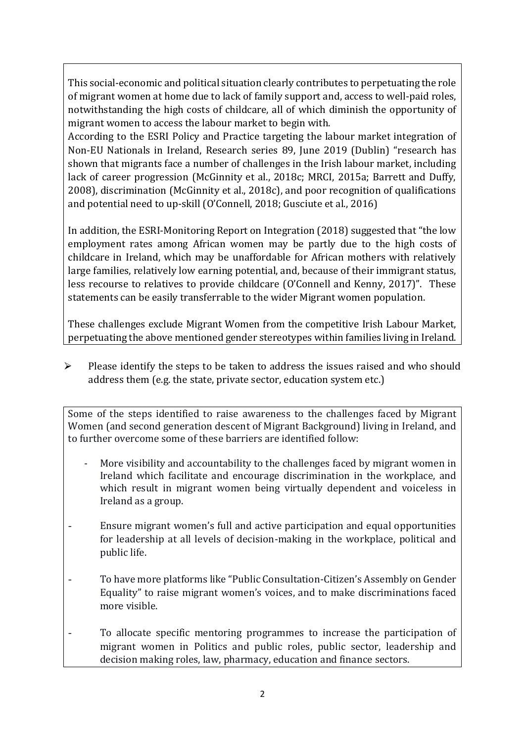This social-economic and political situation clearly contributes to perpetuating the role of migrant women at home due to lack of family support and, access to well-paid roles, notwithstanding the high costs of childcare, all of which diminish the opportunity of migrant women to access the labour market to begin with.

According to the ESRI Policy and Practice targeting the labour market integration of Non-EU Nationals in Ireland, Research series 89, June 2019 (Dublin) "research has shown that migrants face a number of challenges in the Irish labour market, including lack of career progression (McGinnity et al., 2018c; MRCI, 2015a; Barrett and Duffy, 2008), discrimination (McGinnity et al., 2018c), and poor recognition of qualifications and potential need to up-skill (O'Connell, 2018; Gusciute et al., 2016)

In addition, the ESRI-Monitoring Report on Integration (2018) suggested that "the low employment rates among African women may be partly due to the high costs of childcare in Ireland, which may be unaffordable for African mothers with relatively large families, relatively low earning potential, and, because of their immigrant status, less recourse to relatives to provide childcare (O'Connell and Kenny, 2017)". These statements can be easily transferrable to the wider Migrant women population.

These challenges exclude Migrant Women from the competitive Irish Labour Market, perpetuating the above mentioned gender stereotypes within families living in Ireland.

- Please identify the steps to be taken to address the issues raised and who should address them (e.g. the state, private sector, education system etc.)

Some of the steps identified to raise awareness to the challenges faced by Migrant Women (and second generation descent of Migrant Background) living in Ireland, and to further overcome some of these barriers are identified follow:

- More visibility and accountability to the challenges faced by migrant women in Ireland which facilitate and encourage discrimination in the workplace, and which result in migrant women being virtually dependent and voiceless in Ireland as a group.
- Ensure migrant women's full and active participation and equal opportunities for leadership at all levels of decision-making in the workplace, political and public life.
- To have more platforms like "Public Consultation-Citizen's Assembly on Gender Equality" to raise migrant women's voices, and to make discriminations faced more visible.
- To allocate specific mentoring programmes to increase the participation of migrant women in Politics and public roles, public sector, leadership and decision making roles, law, pharmacy, education and finance sectors.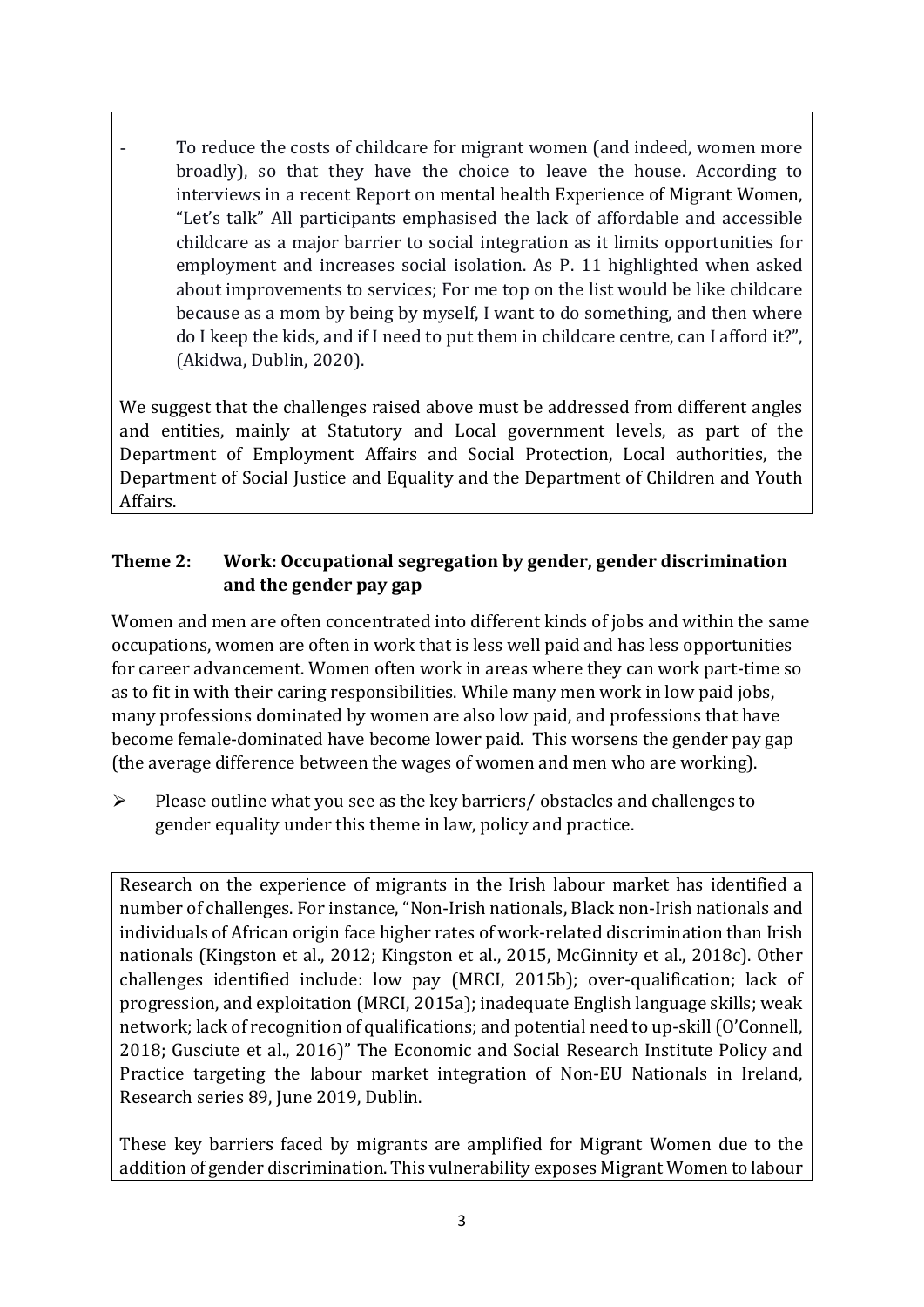- To reduce the costs of childcare for migrant women (and indeed, women more broadly), so that they have the choice to leave the house. According to interviews in a recent Report on mental health Experience of Migrant Women, "Let's talk" All participants emphasised the lack of affordable and accessible childcare as a major barrier to social integration as it limits opportunities for employment and increases social isolation. As P. 11 highlighted when asked about improvements to services; For me top on the list would be like childcare because as a mom by being by myself, I want to do something, and then where do I keep the kids, and if I need to put them in childcare centre, can I afford it?", (Akidwa, Dublin, 2020).

We suggest that the challenges raised above must be addressed from different angles and entities, mainly at Statutory and Local government levels, as part of the Department of Employment Affairs and Social Protection, Local authorities, the Department of Social Justice and Equality and the Department of Children and Youth Affairs.

## Theme 2: Work: Occupational segregation by gender, gender discrimination and the gender pay gap

Women and men are often concentrated into different kinds of jobs and within the same occupations, women are often in work that is less well paid and has less opportunities for career advancement. Women often work in areas where they can work part-time so as to fit in with their caring responsibilities. While many men work in low paid jobs, many professions dominated by women are also low paid, and professions that have become female-dominated have become lower paid. This worsens the gender pay gap (the average difference between the wages of women and men who are working).

➢ Please outline what you see as the key barriers/ obstacles and challenges to gender equality under this theme in law, policy and practice.

Research on the experience of migrants in the Irish labour market has identified a number of challenges. For instance, "Non-Irish nationals, Black non-Irish nationals and individuals of African origin face higher rates of work-related discrimination than Irish nationals (Kingston et al., 2012; Kingston et al., 2015, McGinnity et al., 2018c). Other challenges identified include: low pay (MRCI, 2015b); over-qualification; lack of progression, and exploitation (MRCI, 2015a); inadequate English language skills; weak network; lack of recognition of qualifications; and potential need to up-skill (O'Connell, 2018; Gusciute et al., 2016)" The Economic and Social Research Institute Policy and Practice targeting the labour market integration of Non-EU Nationals in Ireland, Research series 89, June 2019, Dublin.

These key barriers faced by migrants are amplified for Migrant Women due to the addition of gender discrimination. This vulnerability exposes Migrant Women to labour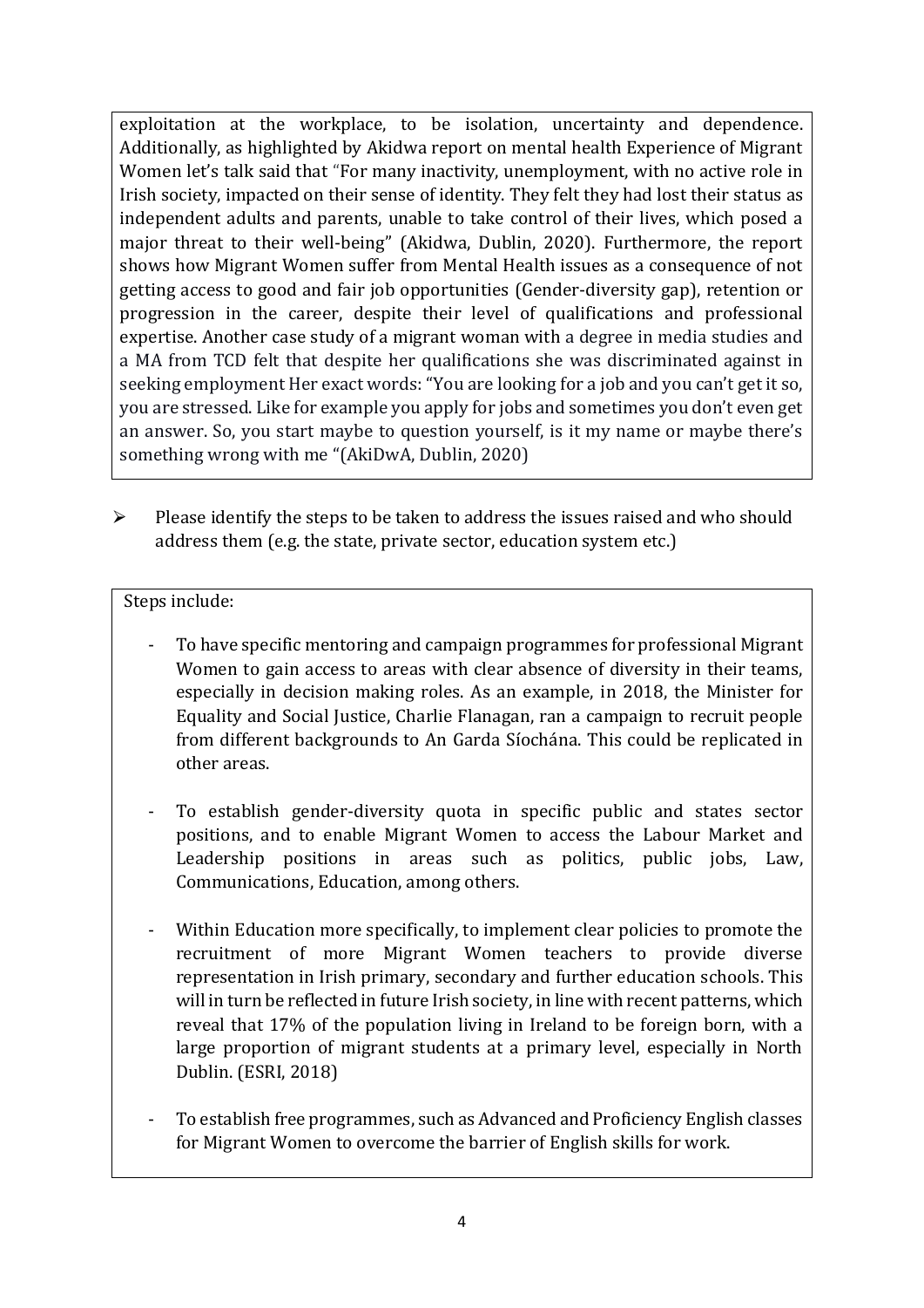exploitation at the workplace, to be isolation, uncertainty and dependence. Additionally, as highlighted by Akidwa report on mental health Experience of Migrant Women let's talk said that "For many inactivity, unemployment, with no active role in Irish society, impacted on their sense of identity. They felt they had lost their status as independent adults and parents, unable to take control of their lives, which posed a major threat to their well-being" (Akidwa, Dublin, 2020). Furthermore, the report shows how Migrant Women suffer from Mental Health issues as a consequence of not getting access to good and fair job opportunities (Gender-diversity gap), retention or progression in the career, despite their level of qualifications and professional expertise. Another case study of a migrant woman with a degree in media studies and a MA from TCD felt that despite her qualifications she was discriminated against in seeking employment Her exact words: "You are looking for a job and you can't get it so, you are stressed. Like for example you apply for jobs and sometimes you don't even get an answer. So, you start maybe to question yourself, is it my name or maybe there's something wrong with me "(AkiDwA, Dublin, 2020)

- Please identify the steps to be taken to address the issues raised and who should address them (e.g. the state, private sector, education system etc.)

Steps include:

- To have specific mentoring and campaign programmes for professional Migrant Women to gain access to areas with clear absence of diversity in their teams, especially in decision making roles. As an example, in 2018, the Minister for Equality and Social Justice, Charlie Flanagan, ran a campaign to recruit people from different backgrounds to An Garda Síochána. This could be replicated in other areas.

- To establish gender-diversity quota in specific public and states sector positions, and to enable Migrant Women to access the Labour Market and Leadership positions in areas such as politics, public jobs, Law, Communications, Education, among others.

- Within Education more specifically, to implement clear policies to promote the recruitment of more Migrant Women teachers to provide diverse representation in Irish primary, secondary and further education schools. This will in turn be reflected in future Irish society, in line with recent patterns, which reveal that 17% of the population living in Ireland to be foreign born, with a large proportion of migrant students at a primary level, especially in North Dublin. (ESRI, 2018)

- To establish free programmes, such as Advanced and Proficiency English classes for Migrant Women to overcome the barrier of English skills for work.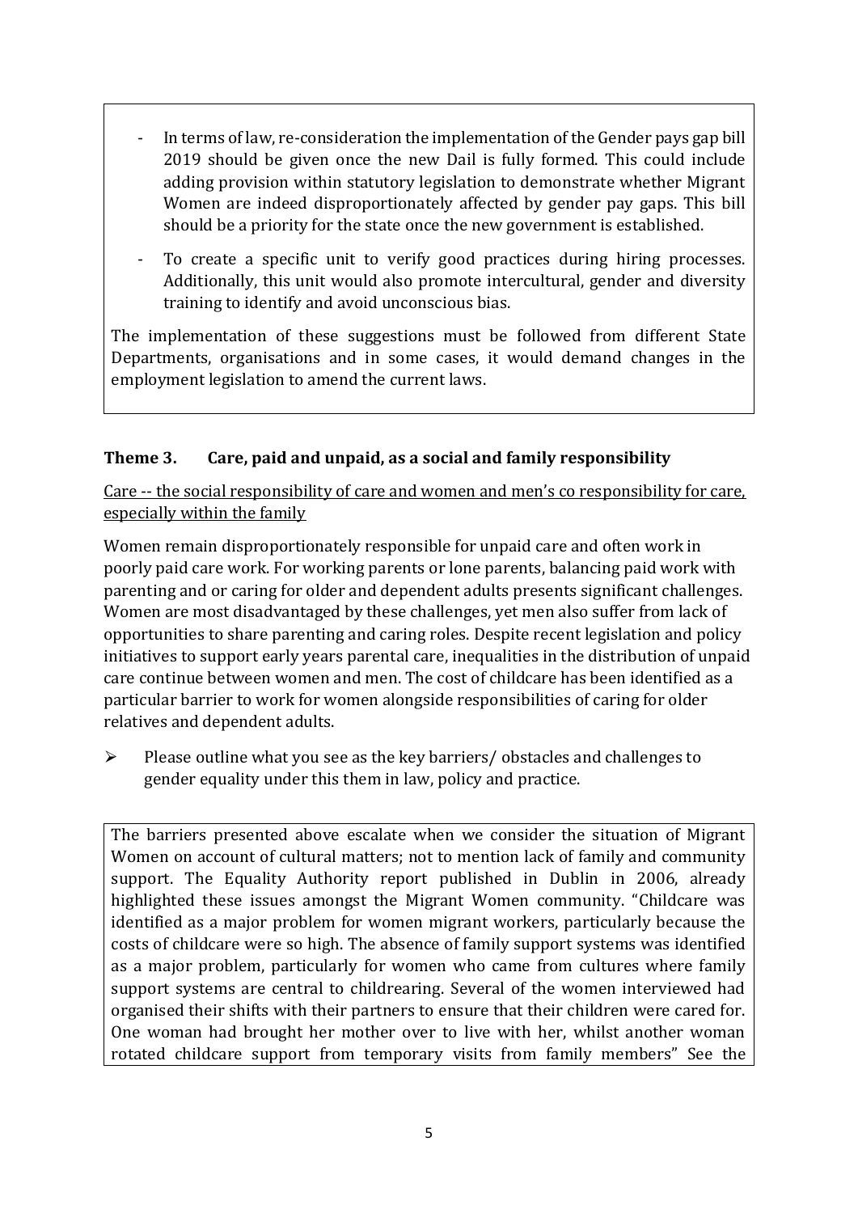- In terms of law, re-consideration the implementation of the Gender pays gap bill 2019 should be given once the new Dail is fully formed. This could include adding provision within statutory legislation to demonstrate whether Migrant Women are indeed disproportionately affected by gender pay gaps. This bill should be a priority for the state once the new government is established.
- To create a specific unit to verify good practices during hiring processes. Additionally, this unit would also promote intercultural, gender and diversity training to identify and avoid unconscious bias.

The implementation of these suggestions must be followed from different State Departments, organisations and in some cases, it would demand changes in the employment legislation to amend the current laws.

### Theme 3. Care, paid and unpaid, as a social and family responsibility

Care -- the social responsibility of care and women and men's co responsibility for care, especially within the family

Women remain disproportionately responsible for unpaid care and often work in poorly paid care work. For working parents or lone parents, balancing paid work with parenting and or caring for older and dependent adults presents significant challenges. Women are most disadvantaged by these challenges, yet men also suffer from lack of opportunities to share parenting and caring roles. Despite recent legislation and policy initiatives to support early years parental care, inequalities in the distribution of unpaid care continue between women and men. The cost of childcare has been identified as a particular barrier to work for women alongside responsibilities of caring for older relatives and dependent adults.

- Please outline what you see as the key barriers/ obstacles and challenges to gender equality under this them in law, policy and practice.

The barriers presented above escalate when we consider the situation of Migrant Women on account of cultural matters; not to mention lack of family and community support. The Equality Authority report published in Dublin in 2006, already highlighted these issues amongst the Migrant Women community. "Childcare was identified as a major problem for women migrant workers, particularly because the costs of childcare were so high. The absence of family support systems was identified as a major problem, particularly for women who came from cultures where family support systems are central to childrearing. Several of the women interviewed had organised their shifts with their partners to ensure that their children were cared for. One woman had brought her mother over to live with her, whilst another woman rotated childcare support from temporary visits from family members" See the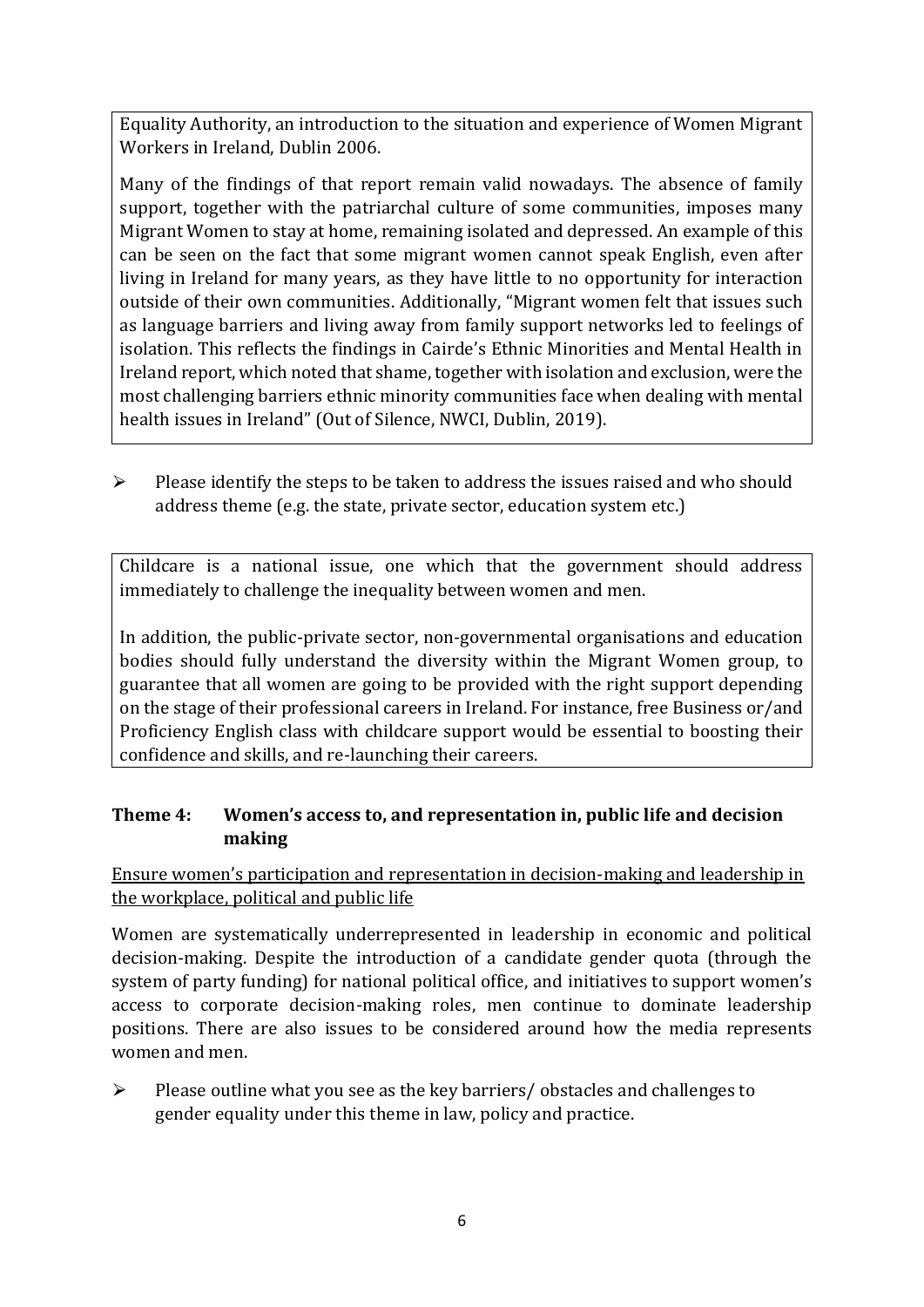Equality Authority, an introduction to the situation and experience of Women Migrant Workers in Ireland, Dublin 2006.

Many of the findings of that report remain valid nowadays. The absence of family support, together with the patriarchal culture of some communities, imposes many Migrant Women to stay at home, remaining isolated and depressed. An example of this can be seen on the fact that some migrant women cannot speak English, even after living in Ireland for many years, as they have little to no opportunity for interaction outside of their own communities. Additionally, "Migrant women felt that issues such as language barriers and living away from family support networks led to feelings of isolation. This reflects the findings in Cairde's Ethnic Minorities and Mental Health in Ireland report, which noted that shame, together with isolation and exclusion, were the most challenging barriers ethnic minority communities face when dealing with mental health issues in Ireland" (Out of Silence, NWCI, Dublin, 2019).

- Please identify the steps to be taken to address the issues raised and who should address theme (e.g. the state, private sector, education system etc.)

Childcare is a national issue, one which that the government should address immediately to challenge the inequality between women and men.

In addition, the public-private sector, non-governmental organisations and education bodies should fully understand the diversity within the Migrant Women group, to guarantee that all women are going to be provided with the right support depending on the stage of their professional careers in Ireland. For instance, free Business or/and Proficiency English class with childcare support would be essential to boosting their confidence and skills, and re-launching their careers.

### Theme 4: Women's access to, and representation in, public life and decision making

Ensure women's participation and representation in decision-making and leadership in the workplace, political and public life

Women are systematically underrepresented in leadership in economic and political decision-making. Despite the introduction of a candidate gender quota (through the system of party funding) for national political office, and initiatives to support women's access to corporate decision-making roles, men continue to dominate leadership positions. There are also issues to be considered around how the media represents women and men.

- Please outline what you see as the key barriers/ obstacles and challenges to gender equality under this theme in law, policy and practice.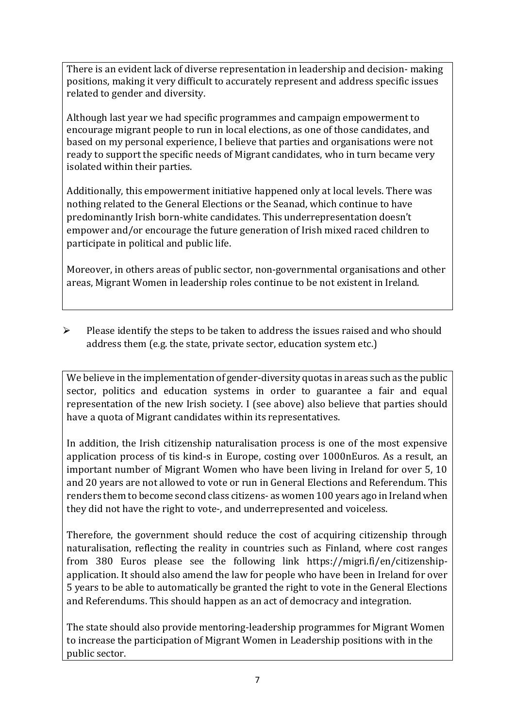There is an evident lack of diverse representation in leadership and decision- making positions, making it very difficult to accurately represent and address specific issues related to gender and diversity.

Although last year we had specific programmes and campaign empowerment to encourage migrant people to run in local elections, as one of those candidates, and based on my personal experience, I believe that parties and organisations were not ready to support the specific needs of Migrant candidates, who in turn became very isolated within their parties.

Additionally, this empowerment initiative happened only at local levels. There was nothing related to the General Elections or the Seanad, which continue to have predominantly Irish born-white candidates. This underrepresentation doesn't empower and/or encourage the future generation of Irish mixed raced children to participate in political and public life.

Moreover, in others areas of public sector, non-governmental organisations and other areas, Migrant Women in leadership roles continue to be not existent in Ireland.

- Please identify the steps to be taken to address the issues raised and who should address them (e.g. the state, private sector, education system etc.)

We believe in the implementation of gender-diversity quotas in areas such as the public sector, politics and education systems in order to guarantee a fair and equal representation of the new Irish society. I (see above) also believe that parties should have a quota of Migrant candidates within its representatives.

In addition, the Irish citizenship naturalisation process is one of the most expensive application process of tis kind-s in Europe, costing over 1000nEuros. As a result, an important number of Migrant Women who have been living in Ireland for over 5, 10 and 20 years are not allowed to vote or run in General Elections and Referendum. This renders them to become second class citizens- as women 100 years ago in Ireland when they did not have the right to vote-, and underrepresented and voiceless.

Therefore, the government should reduce the cost of acquiring citizenship through naturalisation, reflecting the reality in countries such as Finland, where cost ranges from 380 Euros please see the following link https://migri.fi/en/citizenship-application. It should also amend the law for people who have been in Ireland for over 5 years to be able to automatically be granted the right to vote in the General Elections and Referendums. This should happen as an act of democracy and integration.

The state should also provide mentoring-leadership programmes for Migrant Women to increase the participation of Migrant Women in Leadership positions with in the public sector.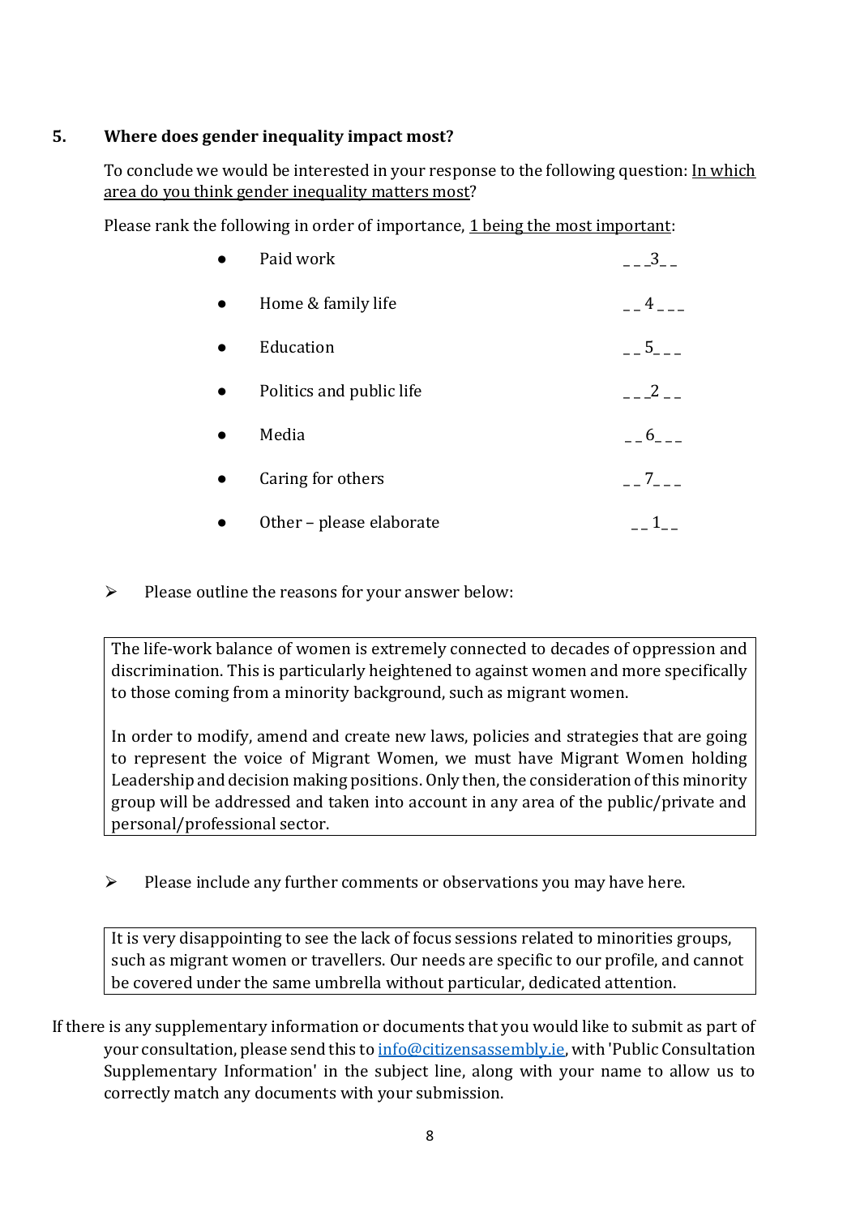## 5. Where does gender inequality impact most?

To conclude we would be interested in your response to the following question: In which area do you think gender inequality matters most?

Please rank the following in order of importance, 1 being the most important:

- Paid work ___3__
- Home & family life __ 4 ___
- Education __ 5___
- Politics and public life ___2 __
- Media __6___
- Caring for others __ 7___
- Other – please elaborate __ 1__

➢ Please outline the reasons for your answer below:

> The life-work balance of women is extremely connected to decades of oppression and discrimination. This is particularly heightened to against women and more specifically to those coming from a minority background, such as migrant women.
>
> In order to modify, amend and create new laws, policies and strategies that are going to represent the voice of Migrant Women, we must have Migrant Women holding Leadership and decision making positions. Only then, the consideration of this minority group will be addressed and taken into account in any area of the public/private and personal/professional sector.

➢ Please include any further comments or observations you may have here.

> It is very disappointing to see the lack of focus sessions related to minorities groups, such as migrant women or travellers. Our needs are specific to our profile, and cannot be covered under the same umbrella without particular, dedicated attention.

If there is any supplementary information or documents that you would like to submit as part of your consultation, please send this to info@citizensassembly.ie, with 'Public Consultation Supplementary Information' in the subject line, along with your name to allow us to correctly match any documents with your submission.